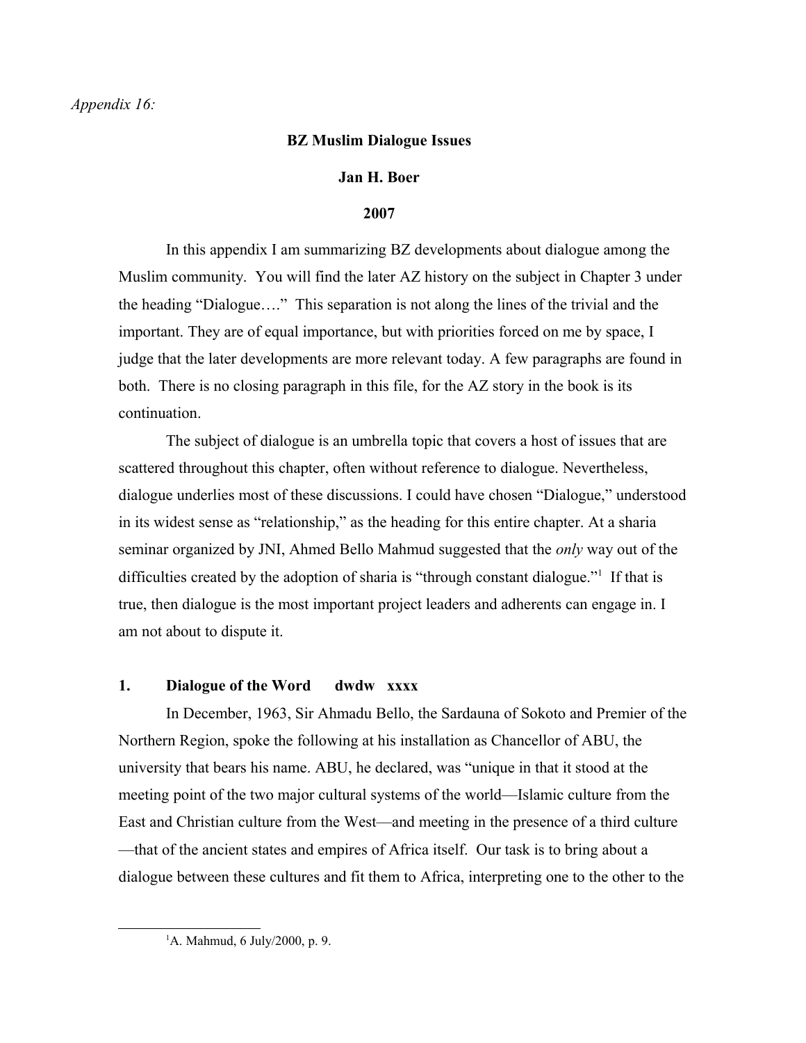*Appendix 16:*

**BZ Muslim Dialogue Issues**

**Jan H. Boer**

**2007**

In this appendix I am summarizing BZ developments about dialogue among the Muslim community. You will find the later AZ history on the subject in Chapter 3 under the heading "Dialogue…." This separation is not along the lines of the trivial and the important. They are of equal importance, but with priorities forced on me by space, I judge that the later developments are more relevant today. A few paragraphs are found in both. There is no closing paragraph in this file, for the AZ story in the book is its continuation.

The subject of dialogue is an umbrella topic that covers a host of issues that are scattered throughout this chapter, often without reference to dialogue. Nevertheless, dialogue underlies most of these discussions. I could have chosen "Dialogue," understood in its widest sense as "relationship," as the heading for this entire chapter. At a sharia seminar organized by JNI, Ahmed Bello Mahmud suggested that the *only* way out of the difficulties created by the adoption of sharia is "through constant dialogue."[1] If that is true, then dialogue is the most important project leaders and adherents can engage in. I am not about to dispute it.

## 1. Dialogue of the Word dwdw xxxx

In December, 1963, Sir Ahmadu Bello, the Sardauna of Sokoto and Premier of the Northern Region, spoke the following at his installation as Chancellor of ABU, the university that bears his name. ABU, he declared, was "unique in that it stood at the meeting point of the two major cultural systems of the world—Islamic culture from the East and Christian culture from the West—and meeting in the presence of a third culture—that of the ancient states and empires of Africa itself. Our task is to bring about a dialogue between these cultures and fit them to Africa, interpreting one to the other to the

---

[1]A. Mahmud, 6 July/2000, p. 9.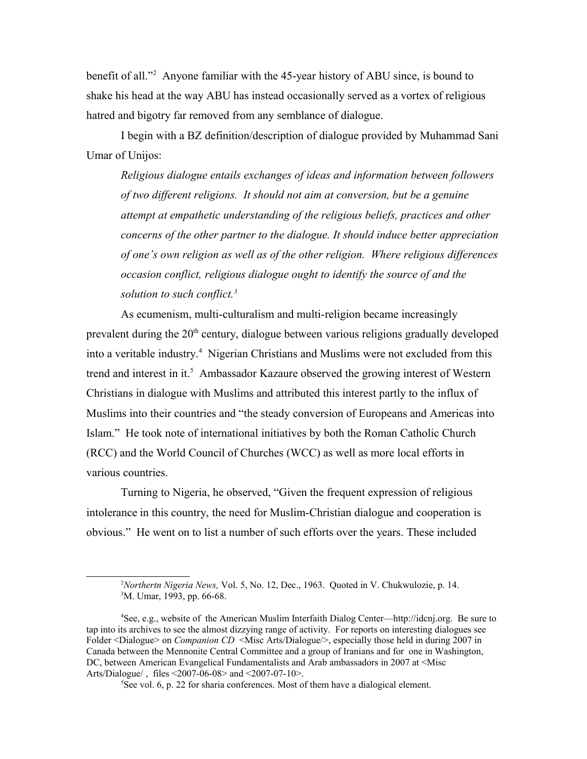benefit of all."[2] Anyone familiar with the 45-year history of ABU since, is bound to shake his head at the way ABU has instead occasionally served as a vortex of religious hatred and bigotry far removed from any semblance of dialogue.

I begin with a BZ definition/description of dialogue provided by Muhammad Sani Umar of Unijos:

> *Religious dialogue entails exchanges of ideas and information between followers of two different religions. It should not aim at conversion, but be a genuine attempt at empathetic understanding of the religious beliefs, practices and other concerns of the other partner to the dialogue. It should induce better appreciation of one's own religion as well as of the other religion. Where religious differences occasion conflict, religious dialogue ought to identify the source of and the solution to such conflict.[3]*

As ecumenism, multi-culturalism and multi-religion became increasingly prevalent during the 20th century, dialogue between various religions gradually developed into a veritable industry.[4] Nigerian Christians and Muslims were not excluded from this trend and interest in it.[5] Ambassador Kazaure observed the growing interest of Western Christians in dialogue with Muslims and attributed this interest partly to the influx of Muslims into their countries and "the steady conversion of Europeans and Americas into Islam." He took note of international initiatives by both the Roman Catholic Church (RCC) and the World Council of Churches (WCC) as well as more local efforts in various countries.

Turning to Nigeria, he observed, "Given the frequent expression of religious intolerance in this country, the need for Muslim-Christian dialogue and cooperation is obvious." He went on to list a number of such efforts over the years. These included

---

[2] *Northertn Nigeria News,* Vol. 5, No. 12, Dec., 1963. Quoted in V. Chukwulozie, p. 14.

[3] M. Umar, 1993, pp. 66-68.

[4] See, e.g., website of the American Muslim Interfaith Dialog Center—http://idcnj.org. Be sure to tap into its archives to see the almost dizzying range of activity. For reports on interesting dialogues see Folder <Dialogue> on *Companion CD* <Misc Arts/Dialogue/>, especially those held in during 2007 in Canada between the Mennonite Central Committee and a group of Iranians and for one in Washington, DC, between American Evangelical Fundamentalists and Arab ambassadors in 2007 at <Misc Arts/Dialogue/ , files <2007-06-08> and <2007-07-10>.

[5] See vol. 6, p. 22 for sharia conferences. Most of them have a dialogical element.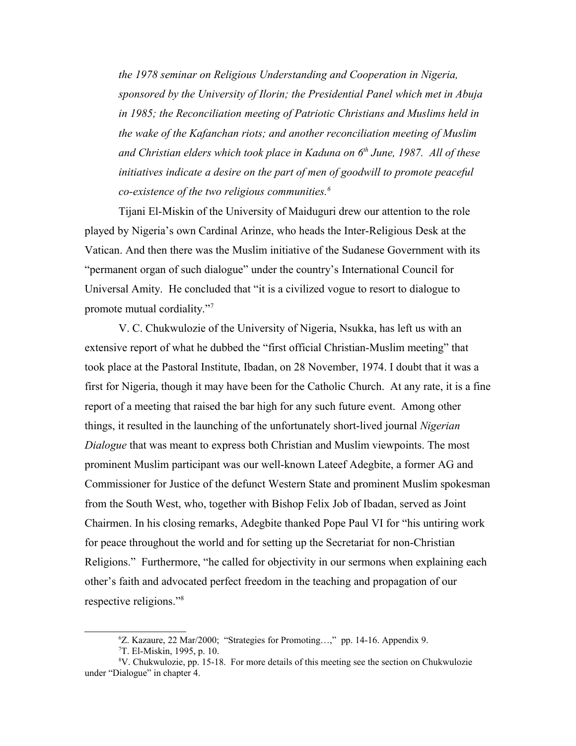*the 1978 seminar on Religious Understanding and Cooperation in Nigeria, sponsored by the University of Ilorin; the Presidential Panel which met in Abuja in 1985; the Reconciliation meeting of Patriotic Christians and Muslims held in the wake of the Kafanchan riots; and another reconciliation meeting of Muslim and Christian elders which took place in Kaduna on 6th June, 1987. All of these initiatives indicate a desire on the part of men of goodwill to promote peaceful co-existence of the two religious communities.*[6]

Tijani El-Miskin of the University of Maiduguri drew our attention to the role played by Nigeria's own Cardinal Arinze, who heads the Inter-Religious Desk at the Vatican. And then there was the Muslim initiative of the Sudanese Government with its "permanent organ of such dialogue" under the country's International Council for Universal Amity. He concluded that "it is a civilized vogue to resort to dialogue to promote mutual cordiality."[7]

V. C. Chukwulozie of the University of Nigeria, Nsukka, has left us with an extensive report of what he dubbed the "first official Christian-Muslim meeting" that took place at the Pastoral Institute, Ibadan, on 28 November, 1974. I doubt that it was a first for Nigeria, though it may have been for the Catholic Church. At any rate, it is a fine report of a meeting that raised the bar high for any such future event. Among other things, it resulted in the launching of the unfortunately short-lived journal *Nigerian Dialogue* that was meant to express both Christian and Muslim viewpoints. The most prominent Muslim participant was our well-known Lateef Adegbite, a former AG and Commissioner for Justice of the defunct Western State and prominent Muslim spokesman from the South West, who, together with Bishop Felix Job of Ibadan, served as Joint Chairmen. In his closing remarks, Adegbite thanked Pope Paul VI for "his untiring work for peace throughout the world and for setting up the Secretariat for non-Christian Religions." Furthermore, "he called for objectivity in our sermons when explaining each other's faith and advocated perfect freedom in the teaching and propagation of our respective religions."[8]

---

[6] Z. Kazaure, 22 Mar/2000; "Strategies for Promoting…," pp. 14-16. Appendix 9.

[7] T. El-Miskin, 1995, p. 10.

[8] V. Chukwulozie, pp. 15-18. For more details of this meeting see the section on Chukwulozie under "Dialogue" in chapter 4.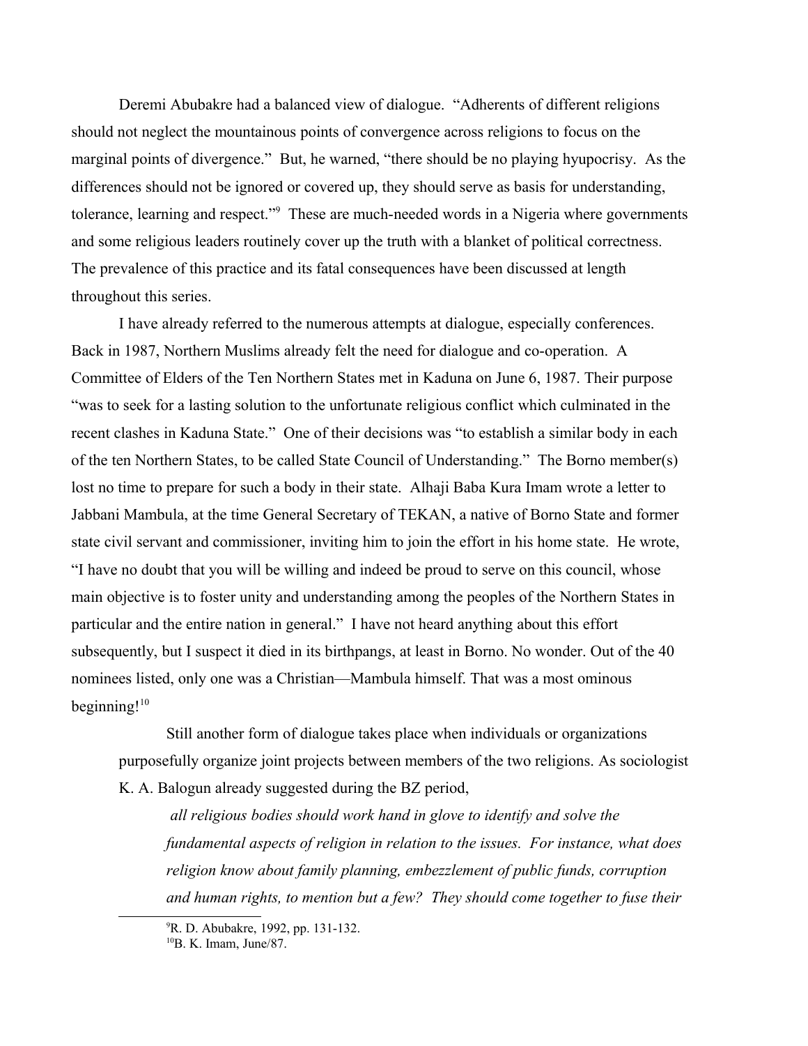Deremi Abubakre had a balanced view of dialogue. "Adherents of different religions should not neglect the mountainous points of convergence across religions to focus on the marginal points of divergence." But, he warned, "there should be no playing hyupocrisy. As the differences should not be ignored or covered up, they should serve as basis for understanding, tolerance, learning and respect."[9] These are much-needed words in a Nigeria where governments and some religious leaders routinely cover up the truth with a blanket of political correctness. The prevalence of this practice and its fatal consequences have been discussed at length throughout this series.

I have already referred to the numerous attempts at dialogue, especially conferences. Back in 1987, Northern Muslims already felt the need for dialogue and co-operation. A Committee of Elders of the Ten Northern States met in Kaduna on June 6, 1987. Their purpose "was to seek for a lasting solution to the unfortunate religious conflict which culminated in the recent clashes in Kaduna State." One of their decisions was "to establish a similar body in each of the ten Northern States, to be called State Council of Understanding." The Borno member(s) lost no time to prepare for such a body in their state. Alhaji Baba Kura Imam wrote a letter to Jabbani Mambula, at the time General Secretary of TEKAN, a native of Borno State and former state civil servant and commissioner, inviting him to join the effort in his home state. He wrote, "I have no doubt that you will be willing and indeed be proud to serve on this council, whose main objective is to foster unity and understanding among the peoples of the Northern States in particular and the entire nation in general." I have not heard anything about this effort subsequently, but I suspect it died in its birthpangs, at least in Borno. No wonder. Out of the 40 nominees listed, only one was a Christian—Mambula himself. That was a most ominous beginning![10]

> Still another form of dialogue takes place when individuals or organizations purposefully organize joint projects between members of the two religions. As sociologist K. A. Balogun already suggested during the BZ period,
>
> > *all religious bodies should work hand in glove to identify and solve the fundamental aspects of religion in relation to the issues. For instance, what does religion know about family planning, embezzlement of public funds, corruption and human rights, to mention but a few? They should come together to fuse their*

---

[9] R. D. Abubakre, 1992, pp. 131-132.

[10] B. K. Imam, June/87.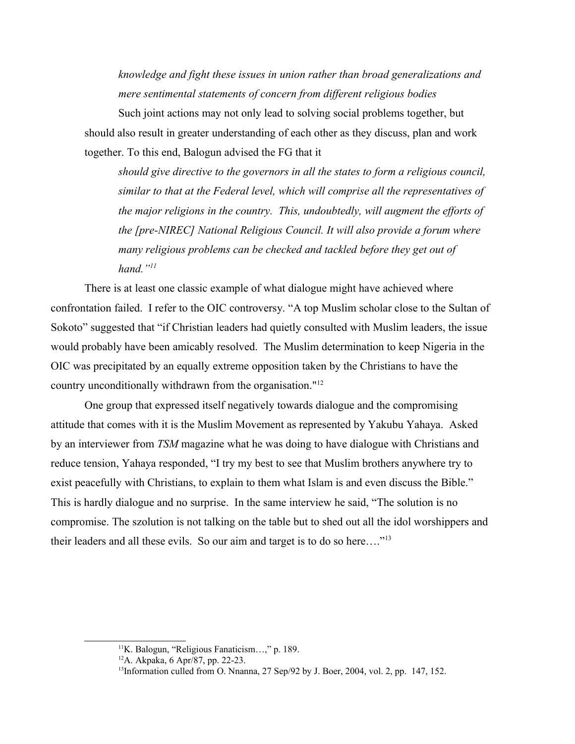*knowledge and fight these issues in union rather than broad generalizations and mere sentimental statements of concern from different religious bodies*

Such joint actions may not only lead to solving social problems together, but should also result in greater understanding of each other as they discuss, plan and work together. To this end, Balogun advised the FG that it

> *should give directive to the governors in all the states to form a religious council, similar to that at the Federal level, which will comprise all the representatives of the major religions in the country. This, undoubtedly, will augment the efforts of the [pre-NIREC] National Religious Council. It will also provide a forum where many religious problems can be checked and tackled before they get out of hand."*[11]

There is at least one classic example of what dialogue might have achieved where confrontation failed. I refer to the OIC controversy. "A top Muslim scholar close to the Sultan of Sokoto" suggested that "if Christian leaders had quietly consulted with Muslim leaders, the issue would probably have been amicably resolved. The Muslim determination to keep Nigeria in the OIC was precipitated by an equally extreme opposition taken by the Christians to have the country unconditionally withdrawn from the organisation."[12]

One group that expressed itself negatively towards dialogue and the compromising attitude that comes with it is the Muslim Movement as represented by Yakubu Yahaya. Asked by an interviewer from *TSM* magazine what he was doing to have dialogue with Christians and reduce tension, Yahaya responded, "I try my best to see that Muslim brothers anywhere try to exist peacefully with Christians, to explain to them what Islam is and even discuss the Bible." This is hardly dialogue and no surprise. In the same interview he said, "The solution is no compromise. The szolution is not talking on the table but to shed out all the idol worshippers and their leaders and all these evils. So our aim and target is to do so here…."[13]

---

[11] K. Balogun, "Religious Fanaticism…," p. 189.

[12] A. Akpaka, 6 Apr/87, pp. 22-23.

[13] Information culled from O. Nnanna, 27 Sep/92 by J. Boer, 2004, vol. 2, pp. 147, 152.